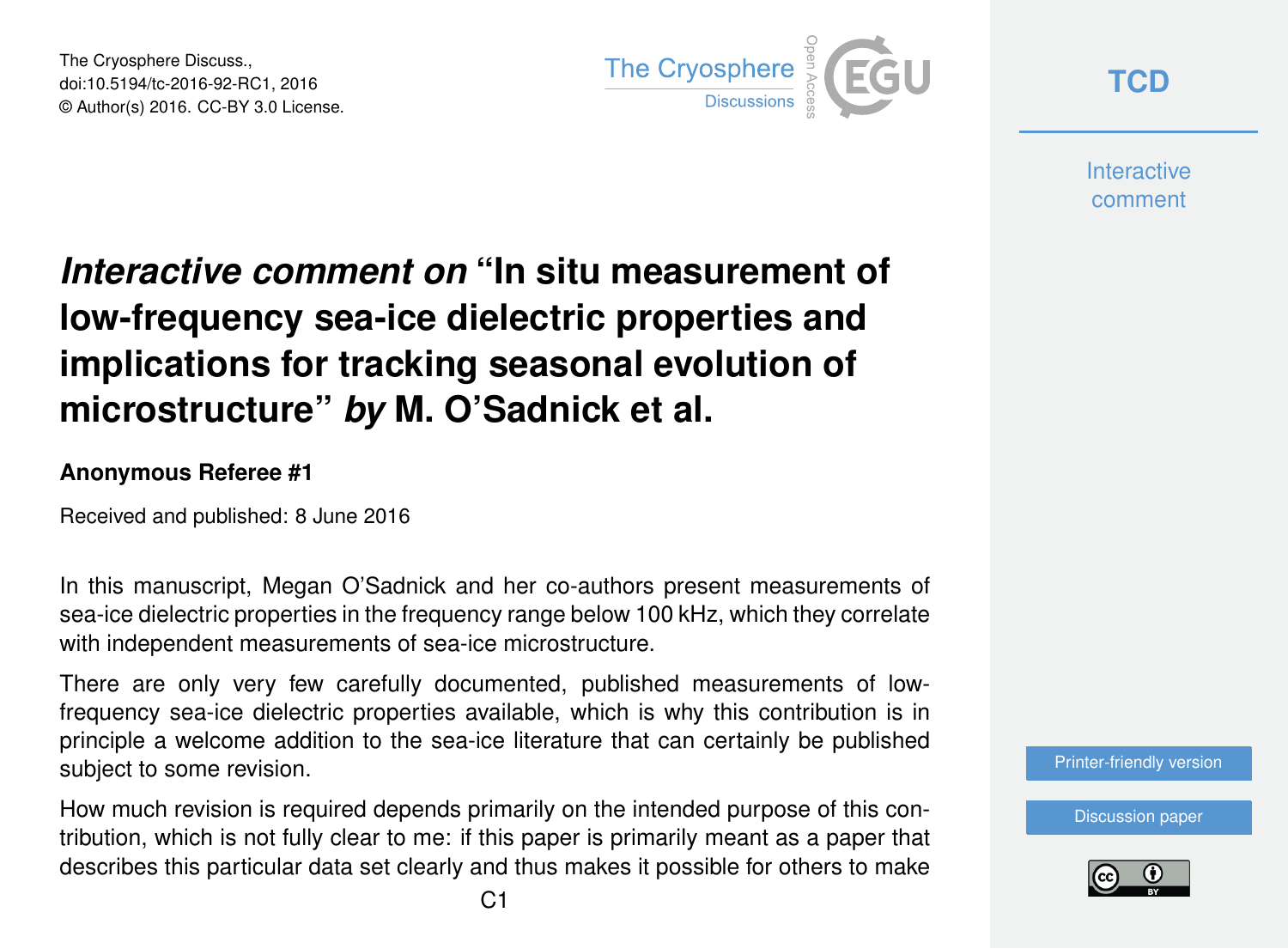The Cryosphere Discuss.,
doi:10.5194/tc-2016-92-RC1, 2016
© Author(s) 2016. CC-BY 3.0 License.

# *Interactive comment on* "In situ measurement of low-frequency sea-ice dielectric properties and implications for tracking seasonal evolution of microstructure" *by* M. O'Sadnick et al.

### Anonymous Referee #1

Received and published: 8 June 2016

In this manuscript, Megan O'Sadnick and her co-authors present measurements of sea-ice dielectric properties in the frequency range below 100 kHz, which they correlate with independent measurements of sea-ice microstructure.

There are only very few carefully documented, published measurements of low-frequency sea-ice dielectric properties available, which is why this contribution is in principle a welcome addition to the sea-ice literature that can certainly be published subject to some revision.

How much revision is required depends primarily on the intended purpose of this contribution, which is not fully clear to me: if this paper is primarily meant as a paper that describes this particular data set clearly and thus makes it possible for others to make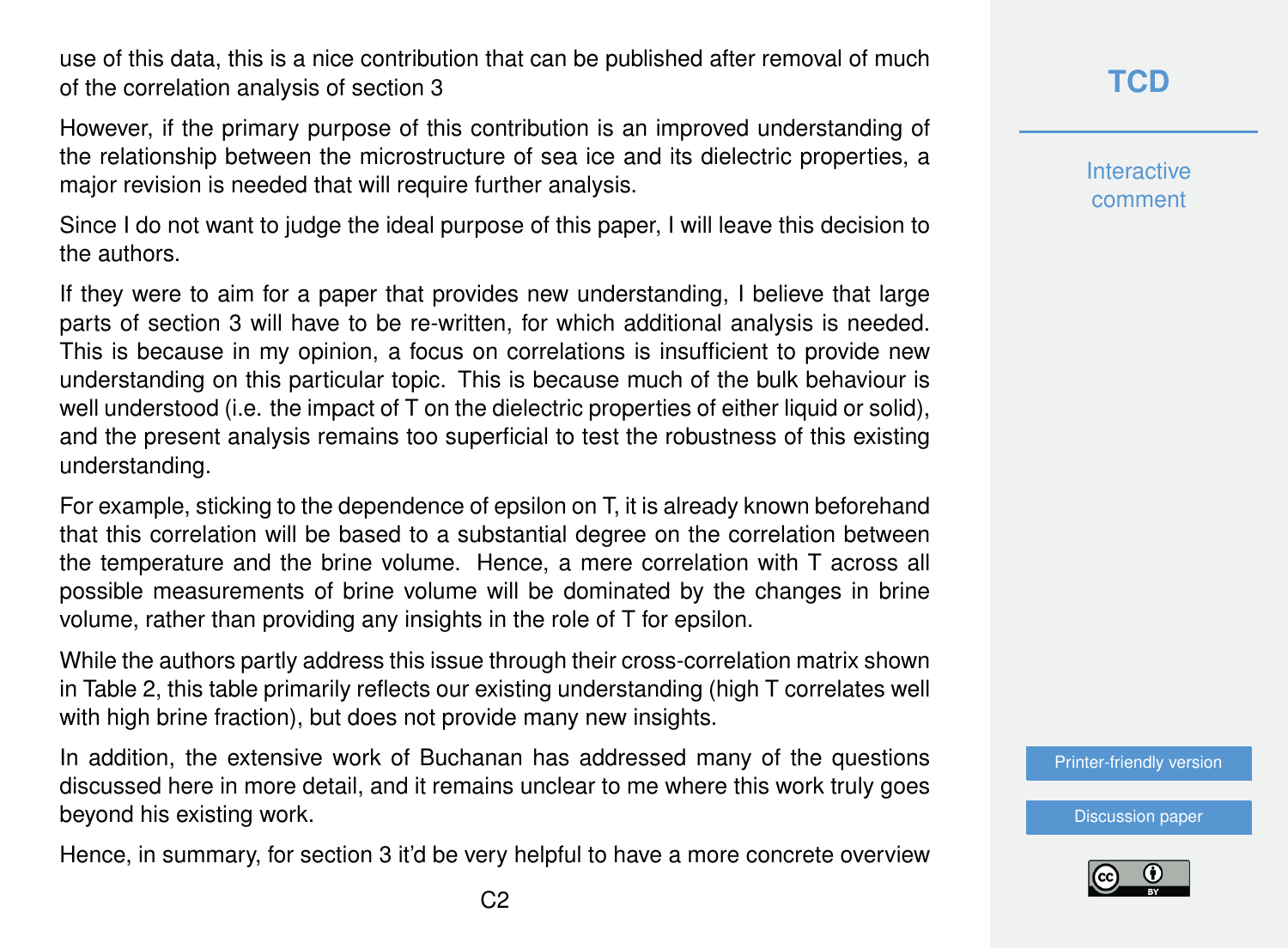use of this data, this is a nice contribution that can be published after removal of much of the correlation analysis of section 3

However, if the primary purpose of this contribution is an improved understanding of the relationship between the microstructure of sea ice and its dielectric properties, a major revision is needed that will require further analysis.

Since I do not want to judge the ideal purpose of this paper, I will leave this decision to the authors.

If they were to aim for a paper that provides new understanding, I believe that large parts of section 3 will have to be re-written, for which additional analysis is needed. This is because in my opinion, a focus on correlations is insufficient to provide new understanding on this particular topic. This is because much of the bulk behaviour is well understood (i.e. the impact of T on the dielectric properties of either liquid or solid), and the present analysis remains too superficial to test the robustness of this existing understanding.

For example, sticking to the dependence of epsilon on T, it is already known beforehand that this correlation will be based to a substantial degree on the correlation between the temperature and the brine volume. Hence, a mere correlation with T across all possible measurements of brine volume will be dominated by the changes in brine volume, rather than providing any insights in the role of T for epsilon.

While the authors partly address this issue through their cross-correlation matrix shown in Table 2, this table primarily reflects our existing understanding (high T correlates well with high brine fraction), but does not provide many new insights.

In addition, the extensive work of Buchanan has addressed many of the questions discussed here in more detail, and it remains unclear to me where this work truly goes beyond his existing work.

Hence, in summary, for section 3 it'd be very helpful to have a more concrete overview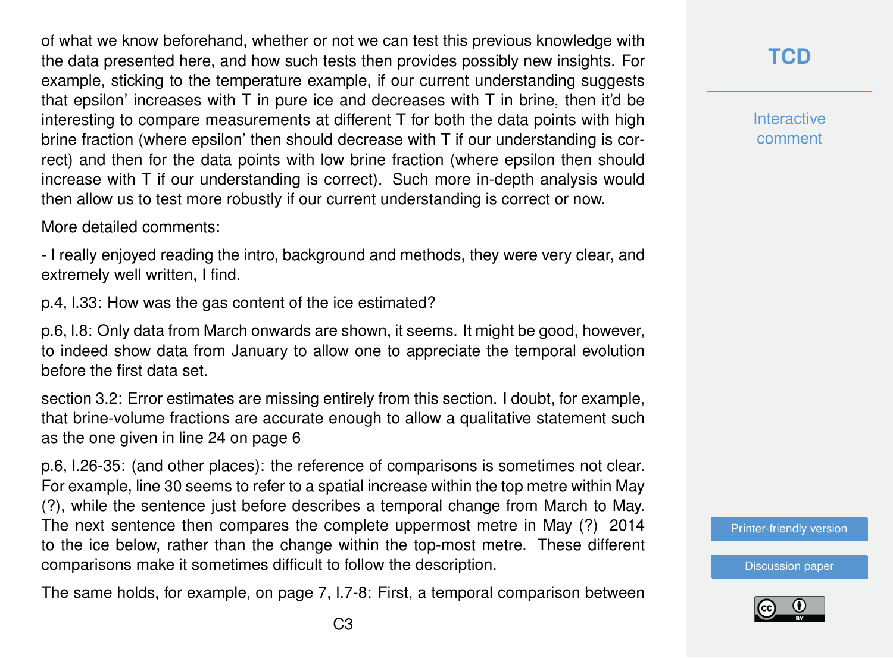of what we know beforehand, whether or not we can test this previous knowledge with the data presented here, and how such tests then provides possibly new insights. For example, sticking to the temperature example, if our current understanding suggests that epsilon' increases with T in pure ice and decreases with T in brine, then it'd be interesting to compare measurements at different T for both the data points with high brine fraction (where epsilon' then should decrease with T if our understanding is correct) and then for the data points with low brine fraction (where epsilon then should increase with T if our understanding is correct). Such more in-depth analysis would then allow us to test more robustly if our current understanding is correct or now.

More detailed comments:

- I really enjoyed reading the intro, background and methods, they were very clear, and extremely well written, I find.

p.4, l.33: How was the gas content of the ice estimated?

p.6, l.8: Only data from March onwards are shown, it seems. It might be good, however, to indeed show data from January to allow one to appreciate the temporal evolution before the first data set.

section 3.2: Error estimates are missing entirely from this section. I doubt, for example, that brine-volume fractions are accurate enough to allow a qualitative statement such as the one given in line 24 on page 6

p.6, l.26-35: (and other places): the reference of comparisons is sometimes not clear. For example, line 30 seems to refer to a spatial increase within the top metre within May (?), while the sentence just before describes a temporal change from March to May. The next sentence then compares the complete uppermost metre in May (?) 2014 to the ice below, rather than the change within the top-most metre. These different comparisons make it sometimes difficult to follow the description.

The same holds, for example, on page 7, l.7-8: First, a temporal comparison between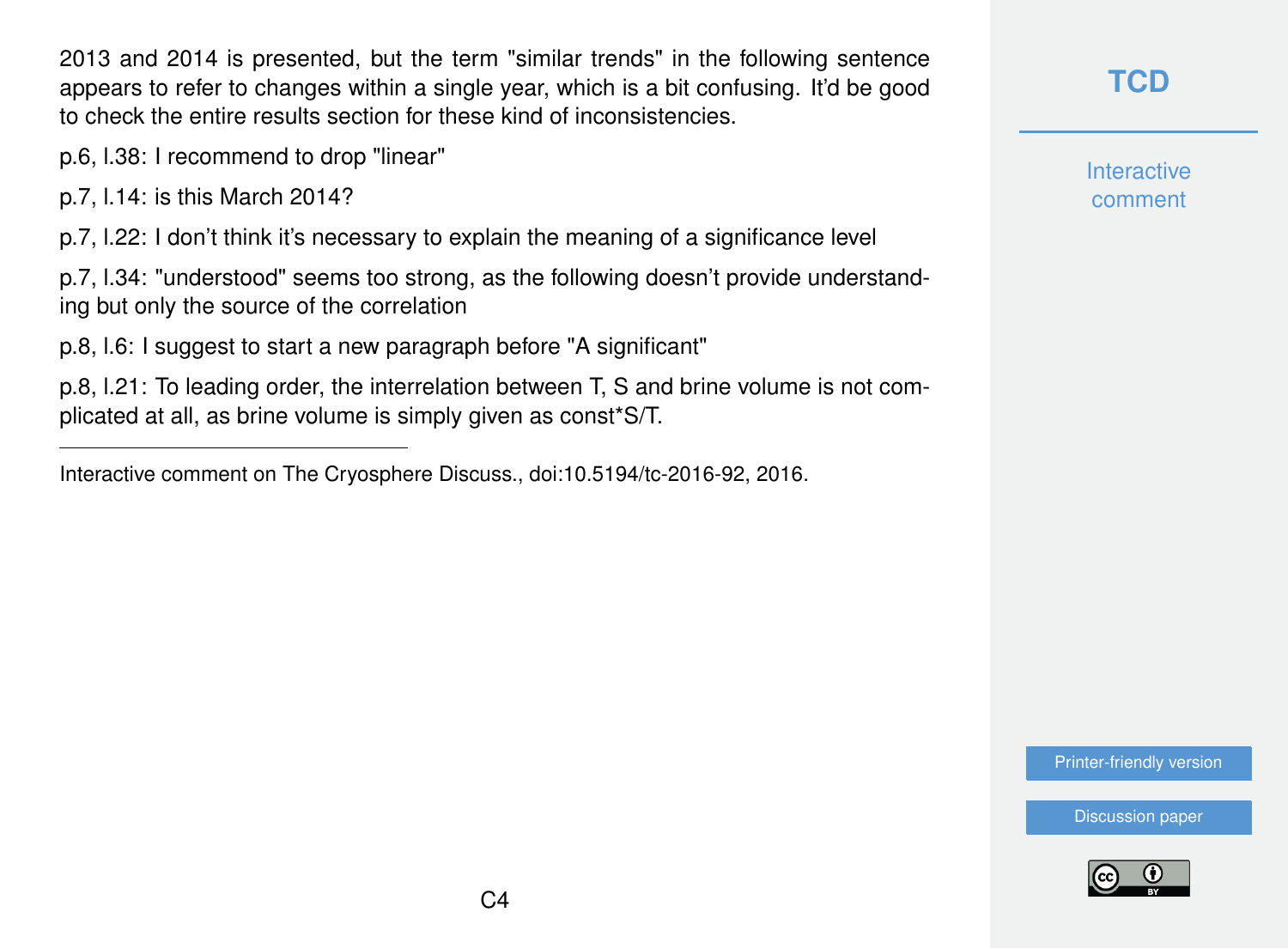2013 and 2014 is presented, but the term "similar trends" in the following sentence appears to refer to changes within a single year, which is a bit confusing. It'd be good to check the entire results section for these kind of inconsistencies.

p.6, l.38: I recommend to drop "linear"

p.7, l.14: is this March 2014?

p.7, l.22: I don't think it's necessary to explain the meaning of a significance level

p.7, l.34: "understood" seems too strong, as the following doesn't provide understanding but only the source of the correlation

p.8, l.6: I suggest to start a new paragraph before "A significant"

p.8, l.21: To leading order, the interrelation between T, S and brine volume is not complicated at all, as brine volume is simply given as const*S/T.

---

Interactive comment on The Cryosphere Discuss., doi:10.5194/tc-2016-92, 2016.